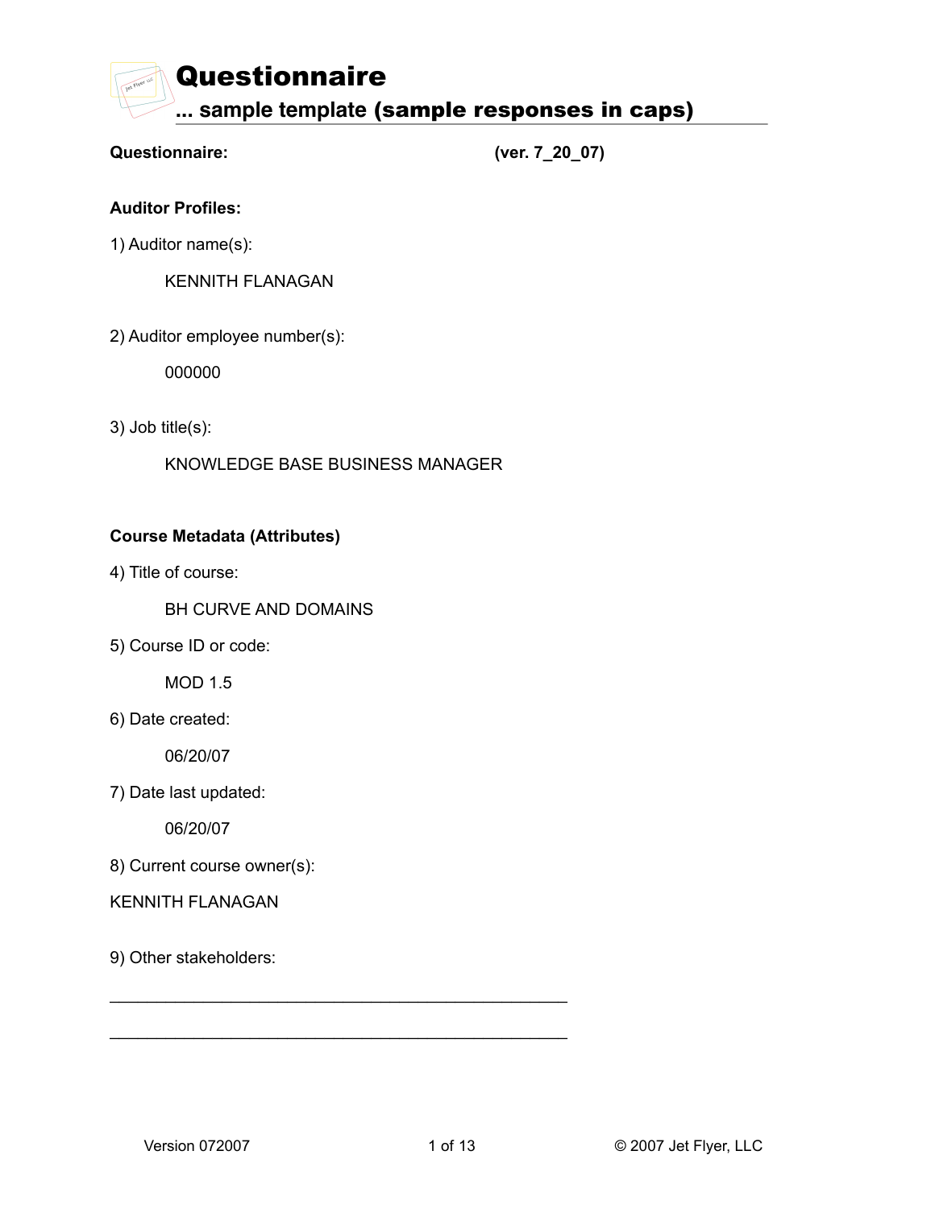# Questionnaire

## ... sample template (sample responses in caps)

**Questionnaire:** **(ver. 7_20_07)**

**Auditor Profiles:**

1) Auditor name(s):

KENNITH FLANAGAN

2) Auditor employee number(s):

000000

3) Job title(s):

KNOWLEDGE BASE BUSINESS MANAGER

**Course Metadata (Attributes)**

4) Title of course:

BH CURVE AND DOMAINS

5) Course ID or code:

MOD 1.5

6) Date created:

06/20/07

7) Date last updated:

06/20/07

8) Current course owner(s):

KENNITH FLANAGAN

9) Other stakeholders:

_______________________________________________

_______________________________________________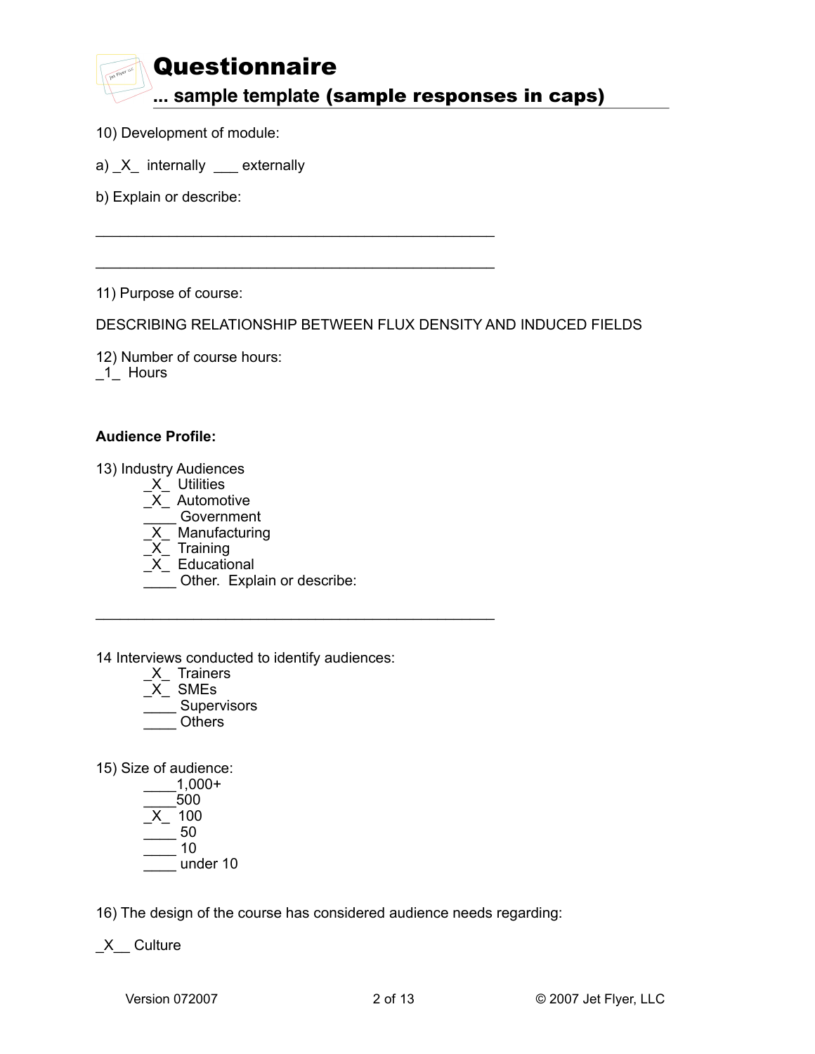# Questionnaire

## ... sample template **(sample responses in caps)**

10) Development of module:

a) _X_  internally  ___ externally

b) Explain or describe:

__________________________________________________

__________________________________________________

11) Purpose of course:

DESCRIBING RELATIONSHIP BETWEEN FLUX DENSITY AND INDUCED FIELDS

12) Number of course hours:
_1_  Hours

**Audience Profile:**

13) Industry Audiences
- _X_  Utilities
- _X_  Automotive
- ____ Government
- _X_  Manufacturing
- _X_  Training
- _X_  Educational
- ____ Other.  Explain or describe:

__________________________________________________

14 Interviews conducted to identify audiences:
- _X_  Trainers
- _X_  SMEs
- ____ Supervisors
- ____ Others

15) Size of audience:
- ____1,000+
- ____500
- _X_  100
- ____ 50
- ____ 10
- ____ under 10

16) The design of the course has considered audience needs regarding:

_X__ Culture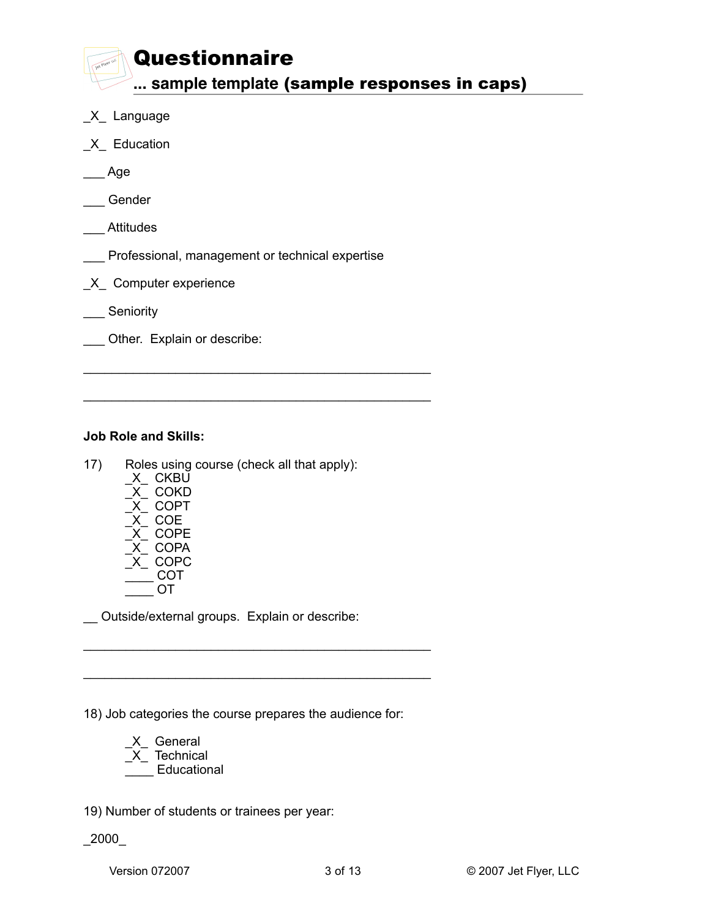# Questionnaire

## ... sample template (sample responses in caps)

_X_ Language

_X_ Education

___ Age

___ Gender

___ Attitudes

___ Professional, management or technical expertise

_X_ Computer experience

___ Seniority

___ Other. Explain or describe:

________________________________________________

________________________________________________

**Job Role and Skills:**

17) Roles using course (check all that apply):

_X_ CKBU
_X_ COKD
_X_ COPT
_X_ COE
_X_ COPE
_X_ COPA
_X_ COPC
____ COT
____ OT

__ Outside/external groups. Explain or describe:

________________________________________________

________________________________________________

18) Job categories the course prepares the audience for:

_X_ General
_X_ Technical
____ Educational

19) Number of students or trainees per year:

_2000_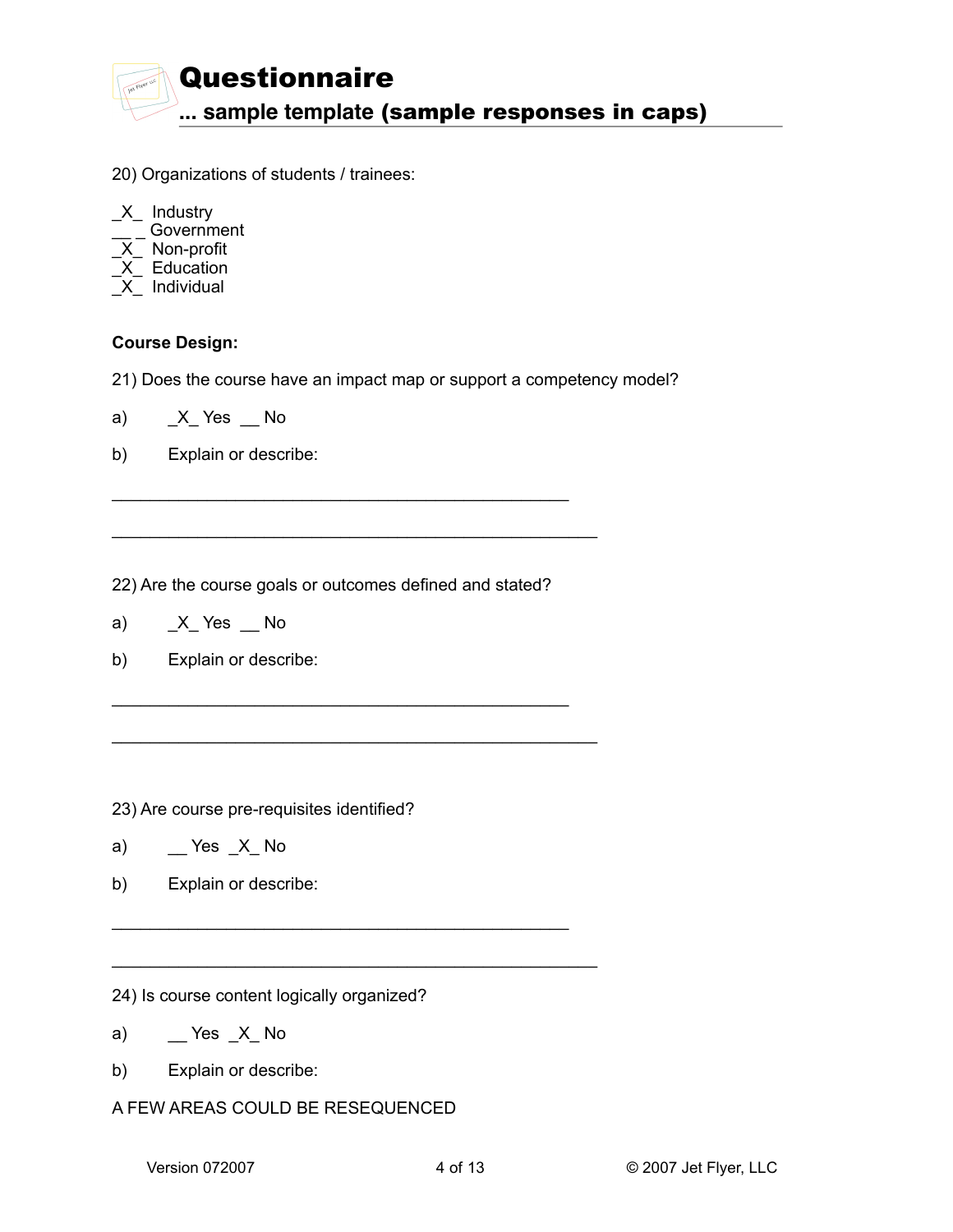# Questionnaire

## ... sample template **(sample responses in caps)**

20) Organizations of students / trainees:

_X_ Industry
__ _ Government
_X_ Non-profit
_X_ Education
_X_ Individual

**Course Design:**

21) Does the course have an impact map or support a competency model?

a) _X_ Yes __ No

b) Explain or describe:

_______________________________________________

_______________________________________________

22) Are the course goals or outcomes defined and stated?

a) _X_ Yes __ No

b) Explain or describe:

_______________________________________________

_______________________________________________

23) Are course pre-requisites identified?

a) __ Yes _X_ No

b) Explain or describe:

_______________________________________________

_______________________________________________

24) Is course content logically organized?

a) __ Yes _X_ No

b) Explain or describe:

A FEW AREAS COULD BE RESEQUENCED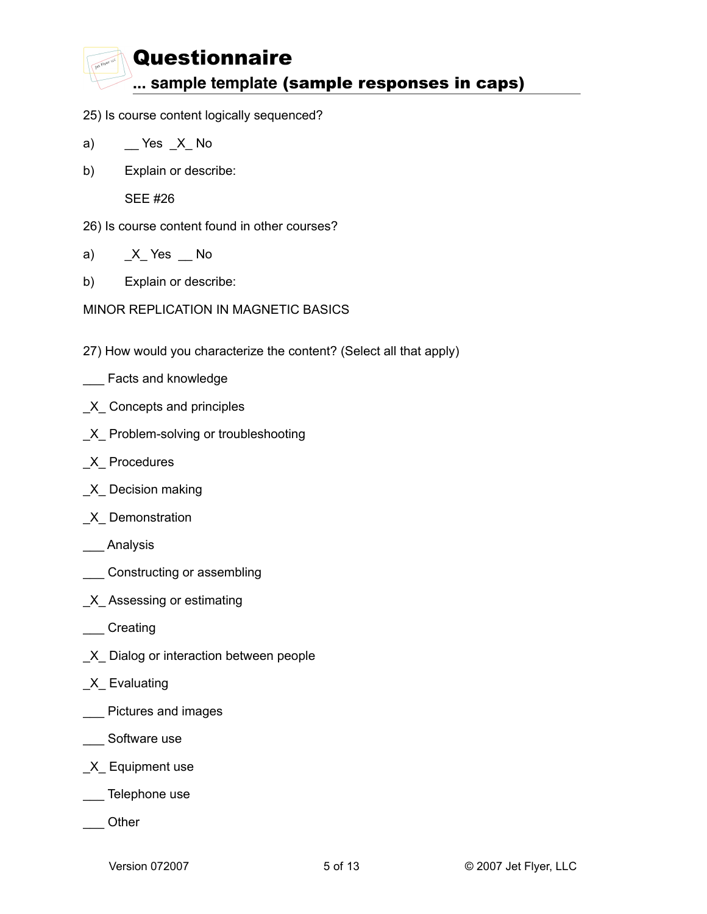# Questionnaire

## ... sample template **(sample responses in caps)**

25) Is course content logically sequenced?

a) __ Yes _X_ No

b) Explain or describe:

SEE #26

26) Is course content found in other courses?

a) _X_ Yes __ No

b) Explain or describe:

MINOR REPLICATION IN MAGNETIC BASICS

27) How would you characterize the content? (Select all that apply)

___ Facts and knowledge

_X_ Concepts and principles

_X_ Problem-solving or troubleshooting

_X_ Procedures

_X_ Decision making

_X_ Demonstration

___ Analysis

___ Constructing or assembling

_X_ Assessing or estimating

___ Creating

_X_ Dialog or interaction between people

_X_ Evaluating

___ Pictures and images

___ Software use

_X_ Equipment use

___ Telephone use

___ Other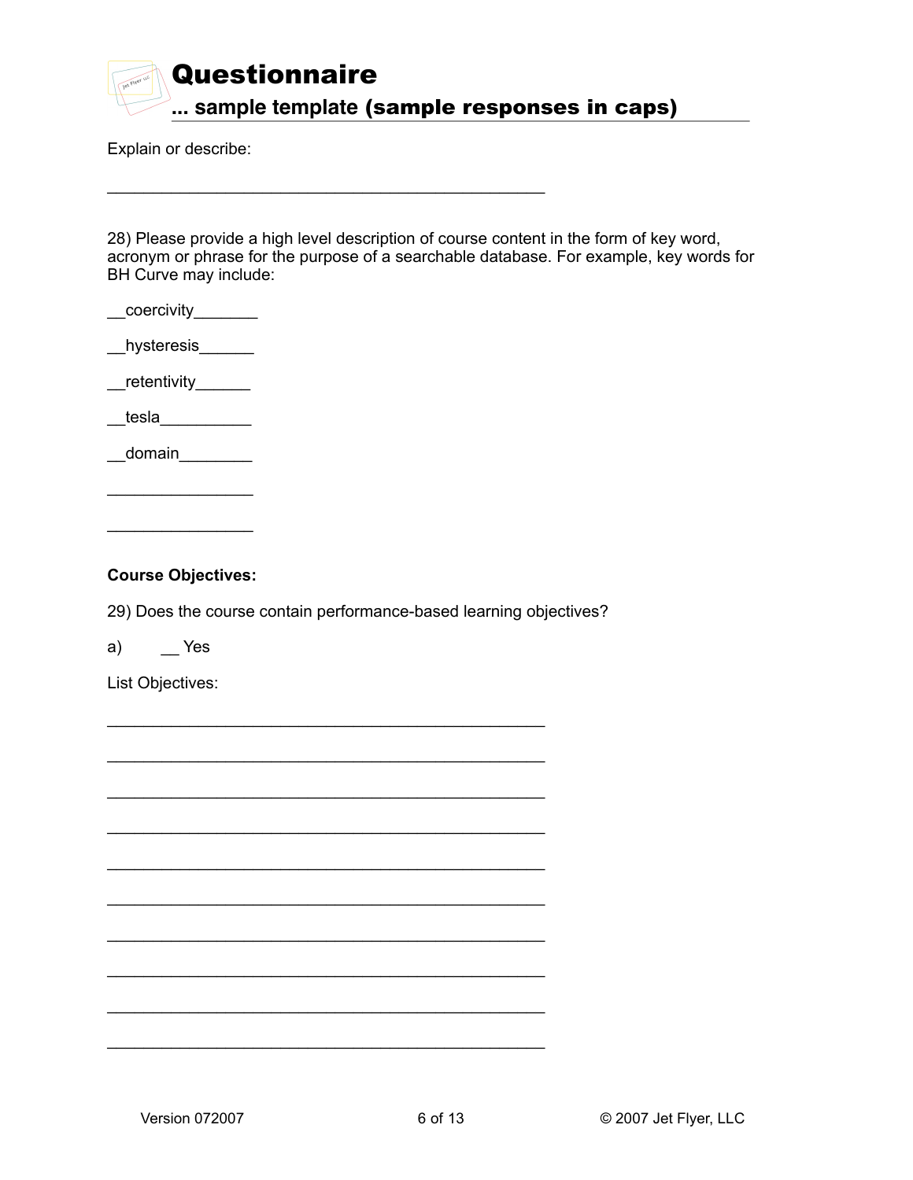# Questionnaire

## ... sample template **(sample responses in caps)**

Explain or describe:

_______________________________________________

28) Please provide a high level description of course content in the form of key word, acronym or phrase for the purpose of a searchable database. For example, key words for BH Curve may include:

__coercivity_______

__hysteresis______

__retentivity______

__tesla__________

__domain________

________________

________________

**Course Objectives:**

29) Does the course contain performance-based learning objectives?

a) __ Yes

List Objectives:

_______________________________________________

_______________________________________________

_______________________________________________

_______________________________________________

_______________________________________________

_______________________________________________

_______________________________________________

_______________________________________________

_______________________________________________

_______________________________________________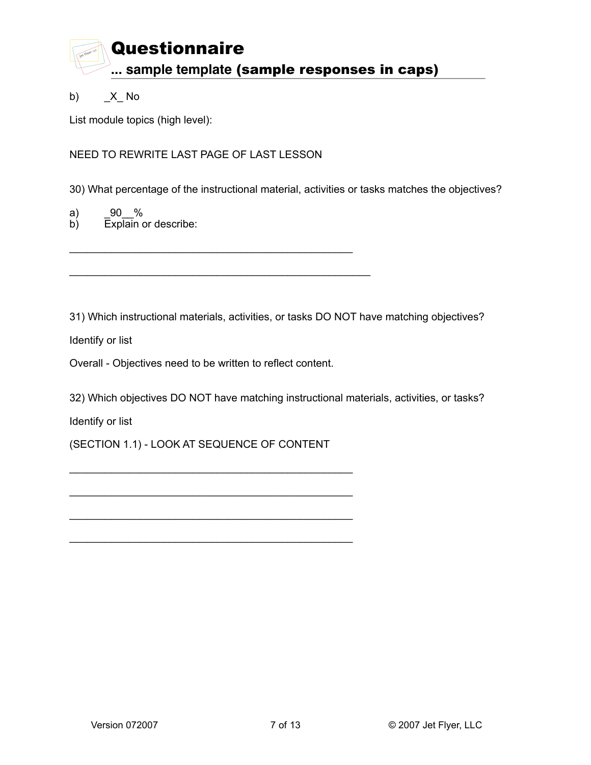b) _X_ No

List module topics (high level):

NEED TO REWRITE LAST PAGE OF LAST LESSON

30) What percentage of the instructional material, activities or tasks matches the objectives?

a) _90__%
b) Explain or describe:

________________________________________________

___________________________________________________

31) Which instructional materials, activities, or tasks DO NOT have matching objectives?

Identify or list

Overall - Objectives need to be written to reflect content.

32) Which objectives DO NOT have matching instructional materials, activities, or tasks?

Identify or list

(SECTION 1.1) - LOOK AT SEQUENCE OF CONTENT

________________________________________________

________________________________________________

________________________________________________

________________________________________________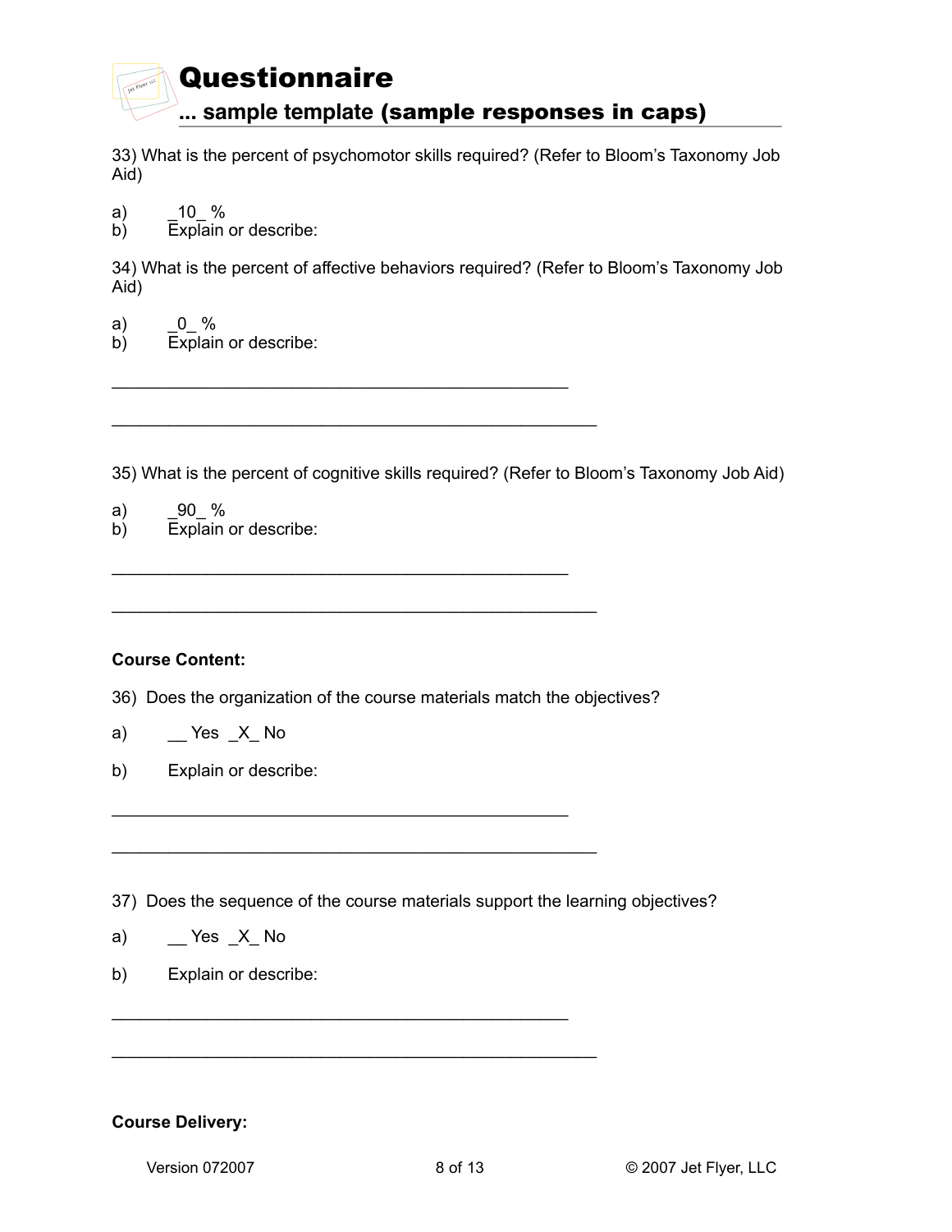# Questionnaire

## ... sample template (sample responses in caps)

33) What is the percent of psychomotor skills required? (Refer to Bloom's Taxonomy Job Aid)

a) _10_ %

b) Explain or describe:

34) What is the percent of affective behaviors required? (Refer to Bloom's Taxonomy Job Aid)

a) _0_ %

b) Explain or describe:

_______________________________________________

_______________________________________________

35) What is the percent of cognitive skills required? (Refer to Bloom's Taxonomy Job Aid)

a) _90_ %

b) Explain or describe:

_______________________________________________

_______________________________________________

**Course Content:**

36) Does the organization of the course materials match the objectives?

a) __ Yes _X_ No

b) Explain or describe:

_______________________________________________

_______________________________________________

37) Does the sequence of the course materials support the learning objectives?

a) __ Yes _X_ No

b) Explain or describe:

_______________________________________________

_______________________________________________

**Course Delivery:**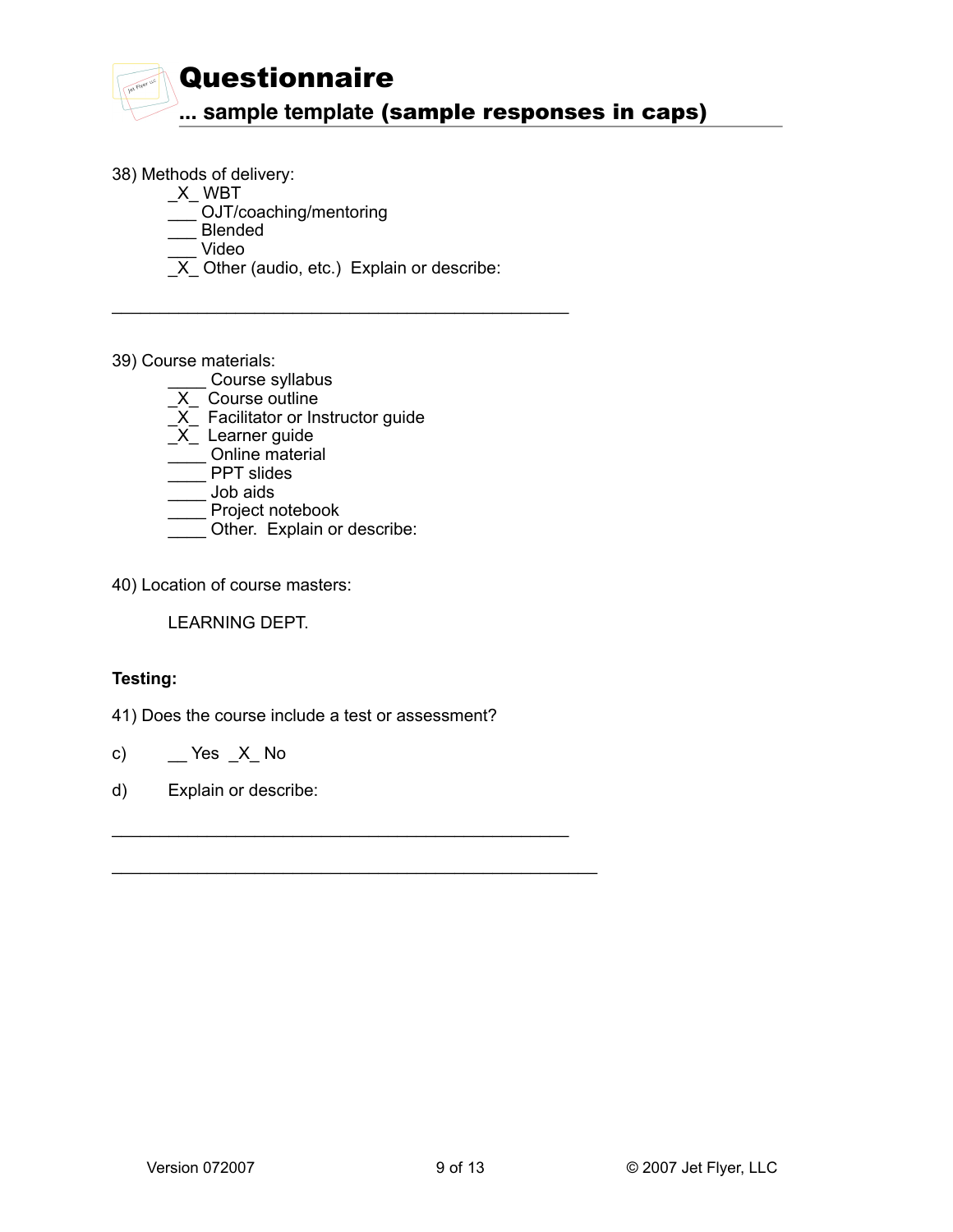# Questionnaire

## ... sample template (sample responses in caps)

38) Methods of delivery:

_X_ WBT
___ OJT/coaching/mentoring
___ Blended
___ Video
_X_ Other (audio, etc.) Explain or describe:

_______________________________________________

39) Course materials:

____ Course syllabus
_X_ Course outline
_X_ Facilitator or Instructor guide
_X_ Learner guide
____ Online material
____ PPT slides
____ Job aids
____ Project notebook
____ Other. Explain or describe:

40) Location of course masters:

LEARNING DEPT.

**Testing:**

41) Does the course include a test or assessment?

c) __ Yes _X_ No

d) Explain or describe:

_______________________________________________

__________________________________________________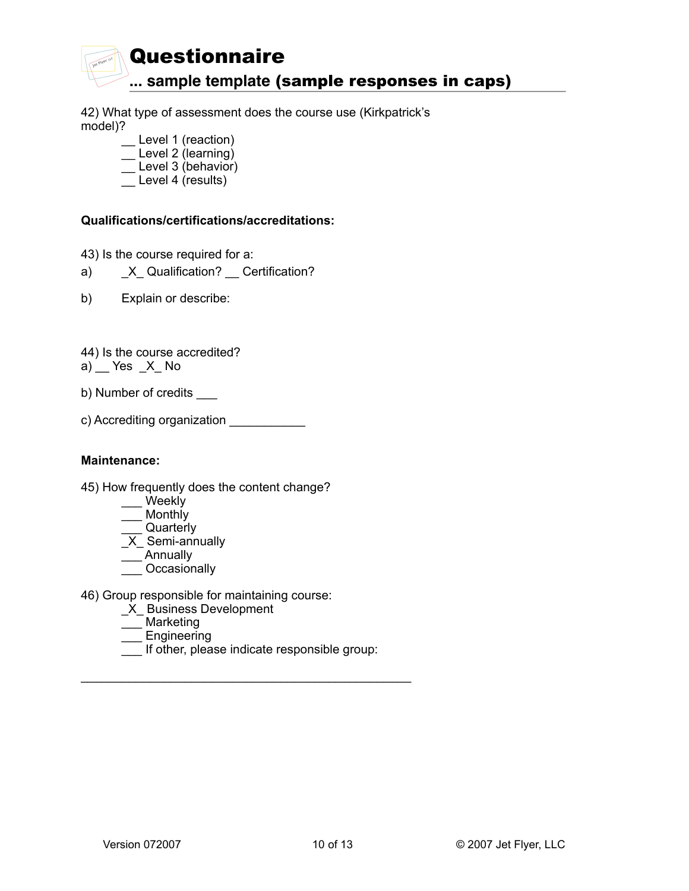# Questionnaire

## ... sample template **(sample responses in caps)**

42) What type of assessment does the course use (Kirkpatrick's model)?

  __ Level 1 (reaction)
  __ Level 2 (learning)
  __ Level 3 (behavior)
  __ Level 4 (results)

**Qualifications/certifications/accreditations:**

43) Is the course required for a:

a) _X_ Qualification? __ Certification?

b) Explain or describe:

44) Is the course accredited?

a) __ Yes _X_ No

b) Number of credits ___

c) Accrediting organization ___________

**Maintenance:**

45) How frequently does the content change?

  ___ Weekly
  ___ Monthly
  ___ Quarterly
  _X_ Semi-annually
  ___ Annually
  ___ Occasionally

46) Group responsible for maintaining course:

  _X_ Business Development
  ___ Marketing
  ___ Engineering
  ___ If other, please indicate responsible group:

_______________________________________________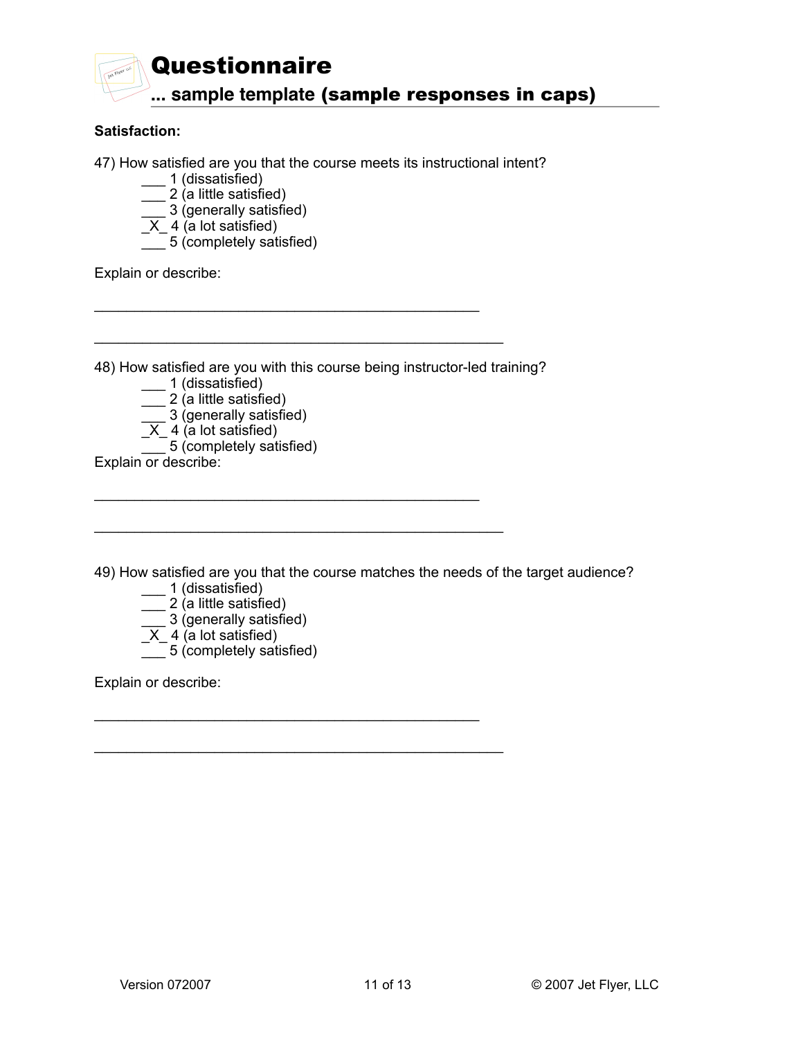# Questionnaire

## ... sample template **(sample responses in caps)**

**Satisfaction:**

47) How satisfied are you that the course meets its instructional intent?

___ 1 (dissatisfied)
___ 2 (a little satisfied)
___ 3 (generally satisfied)
_X_ 4 (a lot satisfied)
___ 5 (completely satisfied)

Explain or describe:

_______________________________________________

_______________________________________________

48) How satisfied are you with this course being instructor-led training?

___ 1 (dissatisfied)
___ 2 (a little satisfied)
___ 3 (generally satisfied)
_X_ 4 (a lot satisfied)
___ 5 (completely satisfied)

Explain or describe:

_______________________________________________

_______________________________________________

49) How satisfied are you that the course matches the needs of the target audience?

___ 1 (dissatisfied)
___ 2 (a little satisfied)
___ 3 (generally satisfied)
_X_ 4 (a lot satisfied)
___ 5 (completely satisfied)

Explain or describe:

_______________________________________________

_______________________________________________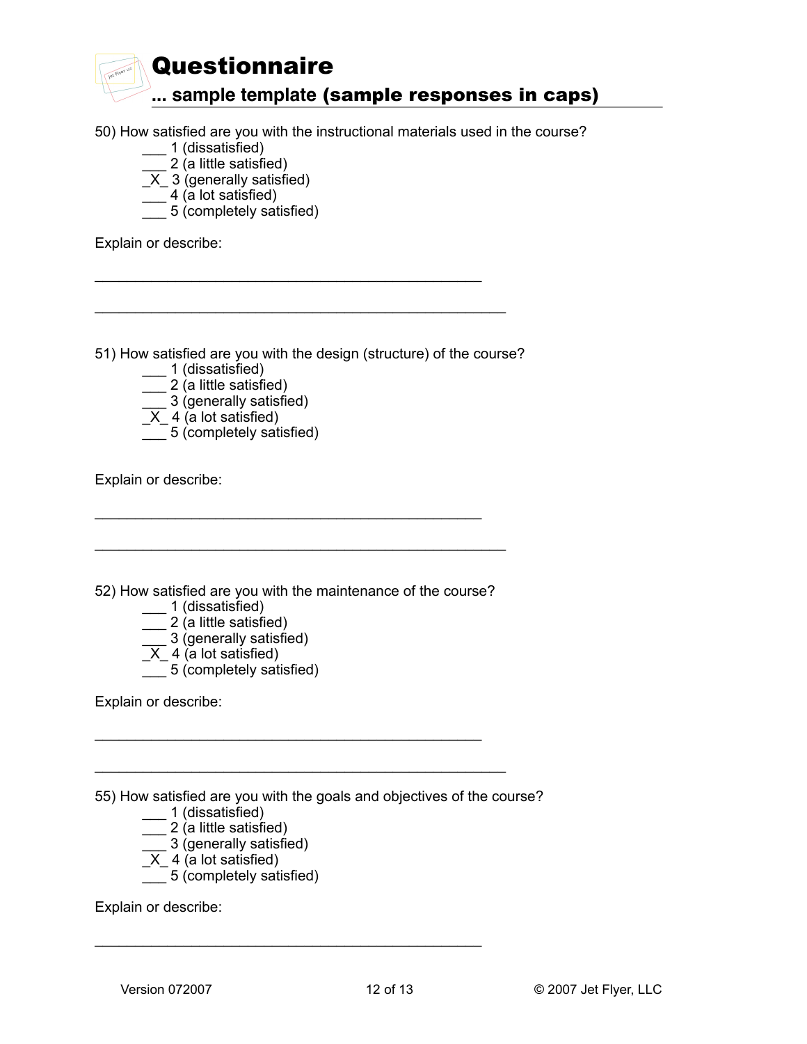# Questionnaire

## ... sample template (sample responses in caps)

50) How satisfied are you with the instructional materials used in the course?

___ 1 (dissatisfied)
___ 2 (a little satisfied)
_X_ 3 (generally satisfied)
___ 4 (a lot satisfied)
___ 5 (completely satisfied)

Explain or describe:

_______________________________________________

_______________________________________________

51) How satisfied are you with the design (structure) of the course?

___ 1 (dissatisfied)
___ 2 (a little satisfied)
___ 3 (generally satisfied)
_X_ 4 (a lot satisfied)
___ 5 (completely satisfied)

Explain or describe:

_______________________________________________

_______________________________________________

52) How satisfied are you with the maintenance of the course?

___ 1 (dissatisfied)
___ 2 (a little satisfied)
___ 3 (generally satisfied)
_X_ 4 (a lot satisfied)
___ 5 (completely satisfied)

Explain or describe:

_______________________________________________

_______________________________________________

55) How satisfied are you with the goals and objectives of the course?

___ 1 (dissatisfied)
___ 2 (a little satisfied)
___ 3 (generally satisfied)
_X_ 4 (a lot satisfied)
___ 5 (completely satisfied)

Explain or describe:

_______________________________________________

Version 072007 © 2007 Jet Flyer, LLC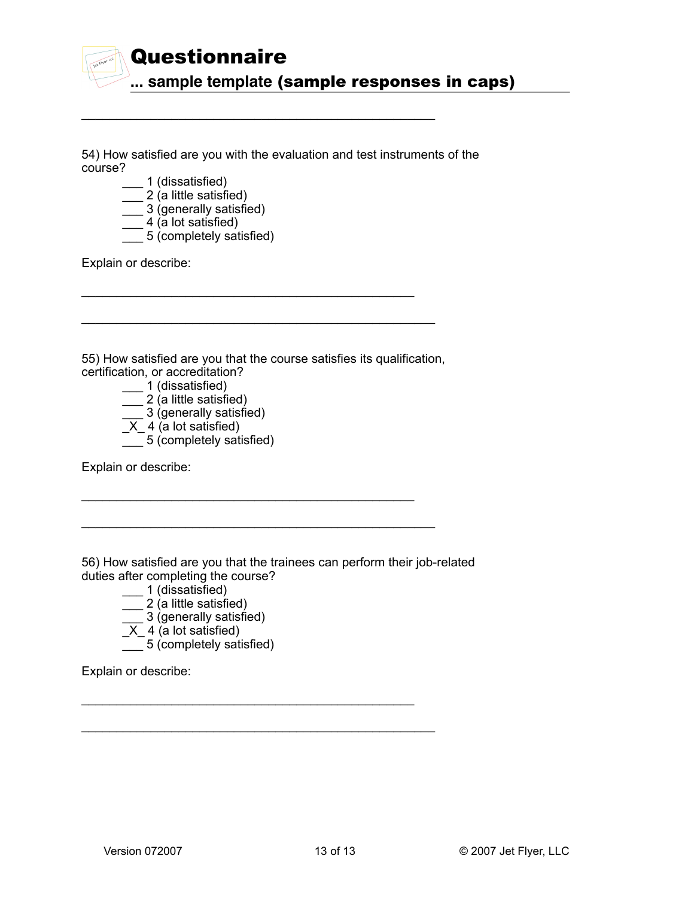# Questionnaire

## ... sample template **(sample responses in caps)**

\_\_\_\_\_\_\_\_\_\_\_\_\_\_\_\_\_\_\_\_\_\_\_\_\_\_\_\_\_\_\_\_\_\_\_\_\_\_\_\_\_\_\_\_\_\_\_\_\_\_\_\_

54) How satisfied are you with the evaluation and test instruments of the course?

- ___ 1 (dissatisfied)
- ___ 2 (a little satisfied)
- ___ 3 (generally satisfied)
- ___ 4 (a lot satisfied)
- ___ 5 (completely satisfied)

Explain or describe:

\_\_\_\_\_\_\_\_\_\_\_\_\_\_\_\_\_\_\_\_\_\_\_\_\_\_\_\_\_\_\_\_\_\_\_\_\_\_\_\_\_\_\_\_\_\_\_\_\_

\_\_\_\_\_\_\_\_\_\_\_\_\_\_\_\_\_\_\_\_\_\_\_\_\_\_\_\_\_\_\_\_\_\_\_\_\_\_\_\_\_\_\_\_\_\_\_\_\_\_\_\_

55) How satisfied are you that the course satisfies its qualification, certification, or accreditation?

- ___ 1 (dissatisfied)
- ___ 2 (a little satisfied)
- ___ 3 (generally satisfied)
- _X_ 4 (a lot satisfied)
- ___ 5 (completely satisfied)

Explain or describe:

\_\_\_\_\_\_\_\_\_\_\_\_\_\_\_\_\_\_\_\_\_\_\_\_\_\_\_\_\_\_\_\_\_\_\_\_\_\_\_\_\_\_\_\_\_\_\_\_\_

\_\_\_\_\_\_\_\_\_\_\_\_\_\_\_\_\_\_\_\_\_\_\_\_\_\_\_\_\_\_\_\_\_\_\_\_\_\_\_\_\_\_\_\_\_\_\_\_\_\_\_\_

56) How satisfied are you that the trainees can perform their job-related duties after completing the course?

- ___ 1 (dissatisfied)
- ___ 2 (a little satisfied)
- ___ 3 (generally satisfied)
- _X_ 4 (a lot satisfied)
- ___ 5 (completely satisfied)

Explain or describe:

\_\_\_\_\_\_\_\_\_\_\_\_\_\_\_\_\_\_\_\_\_\_\_\_\_\_\_\_\_\_\_\_\_\_\_\_\_\_\_\_\_\_\_\_\_\_\_\_\_

\_\_\_\_\_\_\_\_\_\_\_\_\_\_\_\_\_\_\_\_\_\_\_\_\_\_\_\_\_\_\_\_\_\_\_\_\_\_\_\_\_\_\_\_\_\_\_\_\_\_\_\_